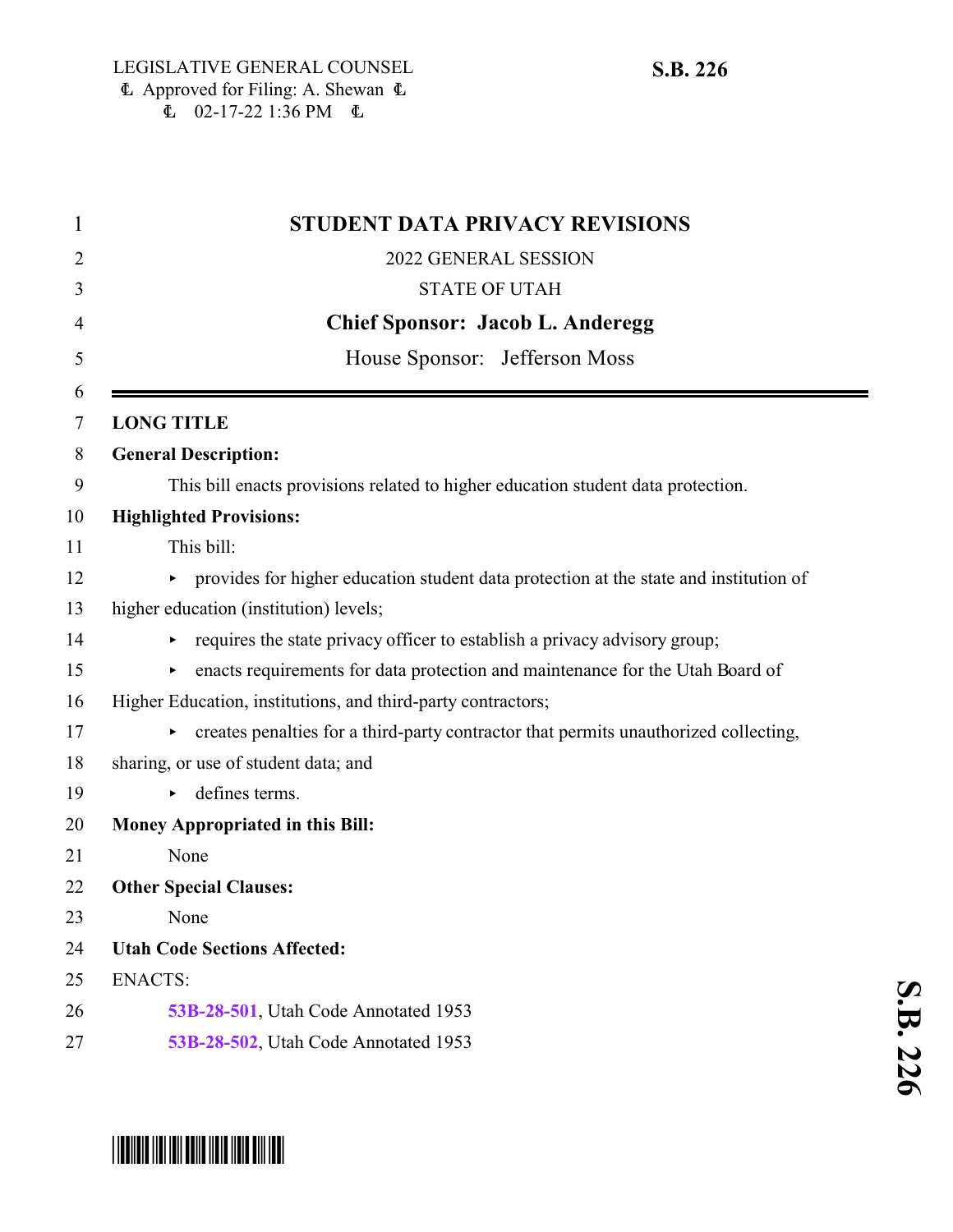LEGISLATIVE GENERAL COUNSEL
Ⓛ Approved for Filing: A. Shewan Ⓛ
Ⓛ 02-17-22 1:36 PM Ⓛ

**S.B. 226**

# STUDENT DATA PRIVACY REVISIONS

2022 GENERAL SESSION

STATE OF UTAH

**Chief Sponsor: Jacob L. Anderegg**

House Sponsor: Jefferson Moss

---

**LONG TITLE**

**General Description:**

This bill enacts provisions related to higher education student data protection.

**Highlighted Provisions:**

This bill:

- provides for higher education student data protection at the state and institution of higher education (institution) levels;
- requires the state privacy officer to establish a privacy advisory group;
- enacts requirements for data protection and maintenance for the Utah Board of Higher Education, institutions, and third-party contractors;
- creates penalties for a third-party contractor that permits unauthorized collecting, sharing, or use of student data; and
- defines terms.

**Money Appropriated in this Bill:**

None

**Other Special Clauses:**

None

**Utah Code Sections Affected:**

ENACTS:

53B-28-501, Utah Code Annotated 1953

53B-28-502, Utah Code Annotated 1953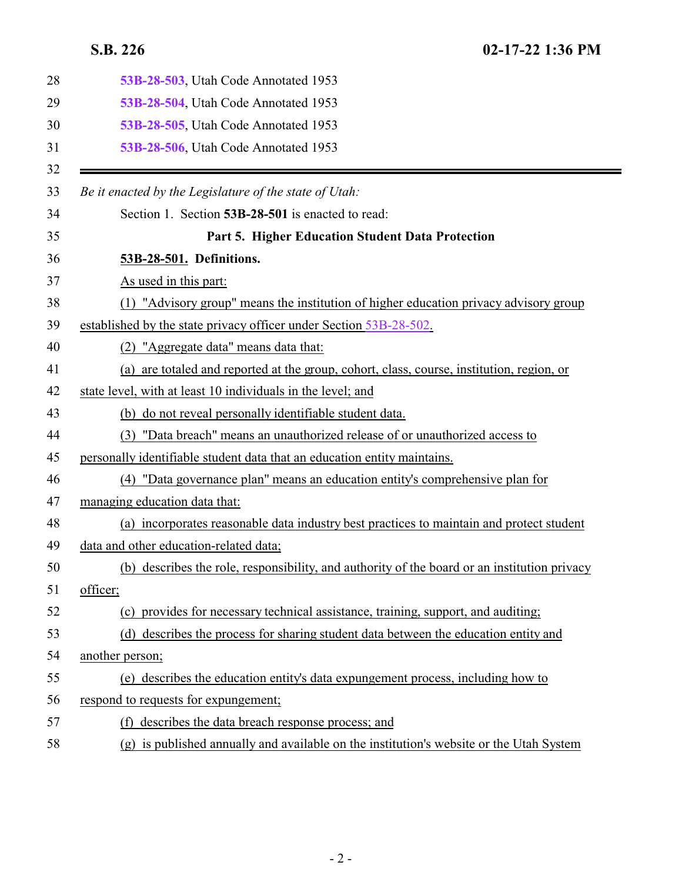53B-28-503, Utah Code Annotated 1953
53B-28-504, Utah Code Annotated 1953
53B-28-505, Utah Code Annotated 1953
53B-28-506, Utah Code Annotated 1953

---

*Be it enacted by the Legislature of the state of Utah:*

Section 1. Section **53B-28-501** is enacted to read:

**Part 5. Higher Education Student Data Protection**

**53B-28-501. Definitions.**

As used in this part:

(1) "Advisory group" means the institution of higher education privacy advisory group established by the state privacy officer under Section 53B-28-502.

(2) "Aggregate data" means data that:

(a) are totaled and reported at the group, cohort, class, course, institution, region, or state level, with at least 10 individuals in the level; and

(b) do not reveal personally identifiable student data.

(3) "Data breach" means an unauthorized release of or unauthorized access to personally identifiable student data that an education entity maintains.

(4) "Data governance plan" means an education entity's comprehensive plan for managing education data that:

(a) incorporates reasonable data industry best practices to maintain and protect student data and other education-related data;

(b) describes the role, responsibility, and authority of the board or an institution privacy officer;

(c) provides for necessary technical assistance, training, support, and auditing;

(d) describes the process for sharing student data between the education entity and another person;

(e) describes the education entity's data expungement process, including how to respond to requests for expungement;

(f) describes the data breach response process; and

(g) is published annually and available on the institution's website or the Utah System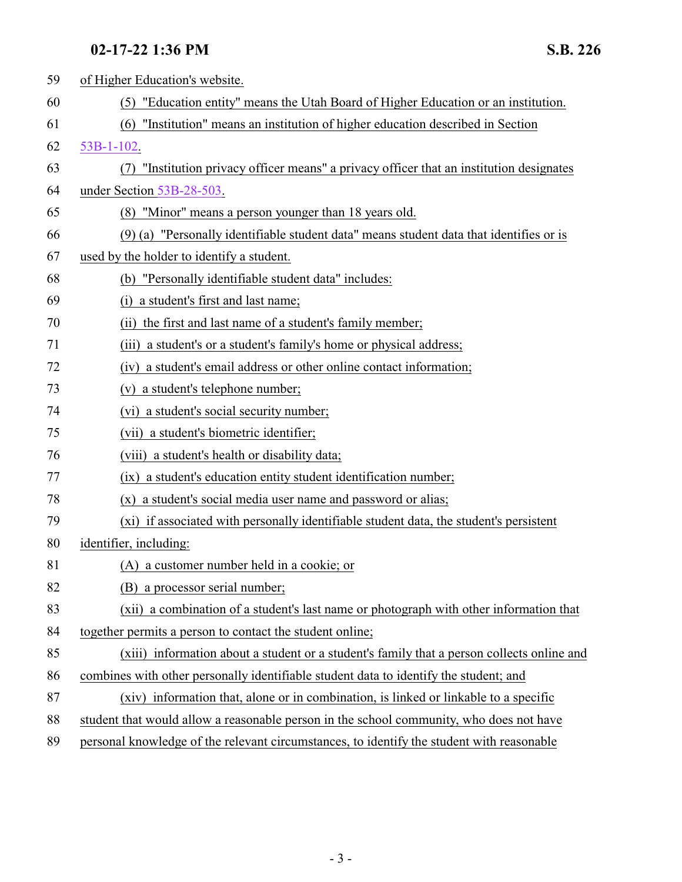of Higher Education's website.

(5) "Education entity" means the Utah Board of Higher Education or an institution.

(6) "Institution" means an institution of higher education described in Section 53B-1-102.

(7) "Institution privacy officer means" a privacy officer that an institution designates under Section 53B-28-503.

(8) "Minor" means a person younger than 18 years old.

(9) (a) "Personally identifiable student data" means student data that identifies or is used by the holder to identify a student.

(b) "Personally identifiable student data" includes:

(i) a student's first and last name;

(ii) the first and last name of a student's family member;

(iii) a student's or a student's family's home or physical address;

(iv) a student's email address or other online contact information;

(v) a student's telephone number;

(vi) a student's social security number;

(vii) a student's biometric identifier;

(viii) a student's health or disability data;

(ix) a student's education entity student identification number;

(x) a student's social media user name and password or alias;

(xi) if associated with personally identifiable student data, the student's persistent identifier, including:

(A) a customer number held in a cookie; or

(B) a processor serial number;

(xii) a combination of a student's last name or photograph with other information that together permits a person to contact the student online;

(xiii) information about a student or a student's family that a person collects online and combines with other personally identifiable student data to identify the student; and

(xiv) information that, alone or in combination, is linked or linkable to a specific student that would allow a reasonable person in the school community, who does not have personal knowledge of the relevant circumstances, to identify the student with reasonable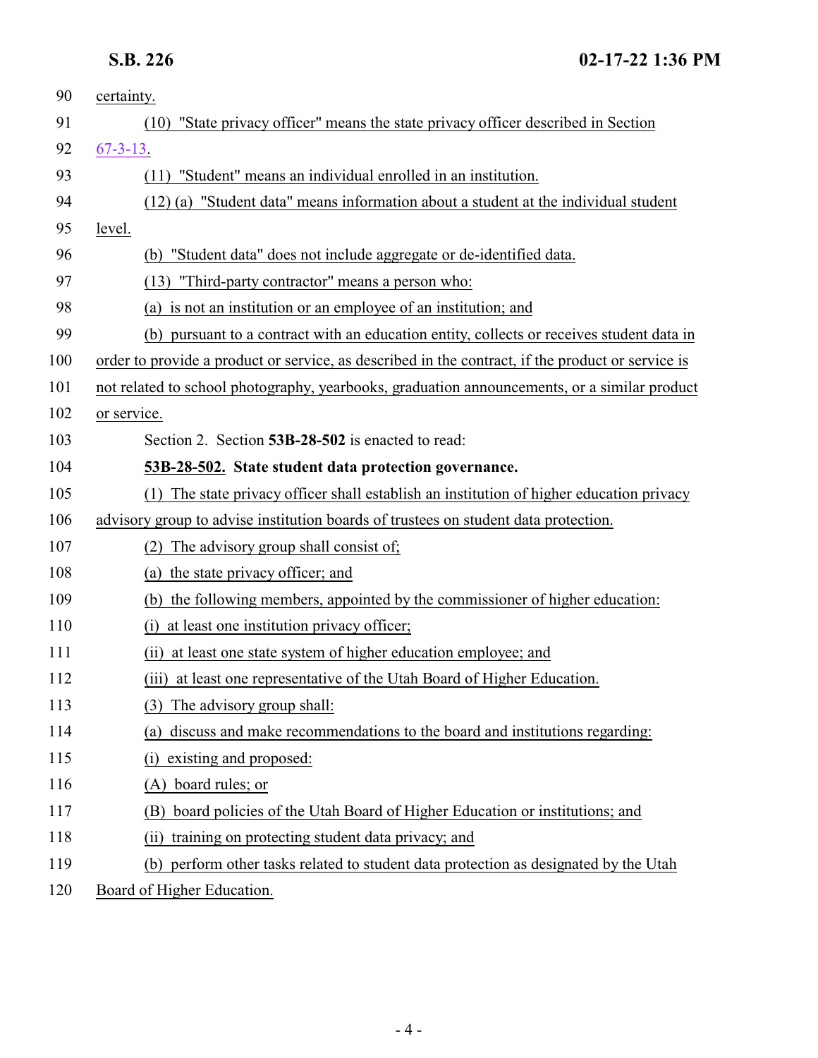certainty.

(10) "State privacy officer" means the state privacy officer described in Section 67-3-13.

(11) "Student" means an individual enrolled in an institution.

(12) (a) "Student data" means information about a student at the individual student level.

(b) "Student data" does not include aggregate or de-identified data.

(13) "Third-party contractor" means a person who:

(a) is not an institution or an employee of an institution; and

(b) pursuant to a contract with an education entity, collects or receives student data in order to provide a product or service, as described in the contract, if the product or service is not related to school photography, yearbooks, graduation announcements, or a similar product or service.

Section 2. Section **53B-28-502** is enacted to read:

**53B-28-502. State student data protection governance.**

(1) The state privacy officer shall establish an institution of higher education privacy advisory group to advise institution boards of trustees on student data protection.

(2) The advisory group shall consist of;

(a) the state privacy officer; and

(b) the following members, appointed by the commissioner of higher education:

(i) at least one institution privacy officer;

(ii) at least one state system of higher education employee; and

(iii) at least one representative of the Utah Board of Higher Education.

(3) The advisory group shall:

(a) discuss and make recommendations to the board and institutions regarding:

(i) existing and proposed:

(A) board rules; or

(B) board policies of the Utah Board of Higher Education or institutions; and

(ii) training on protecting student data privacy; and

(b) perform other tasks related to student data protection as designated by the Utah Board of Higher Education.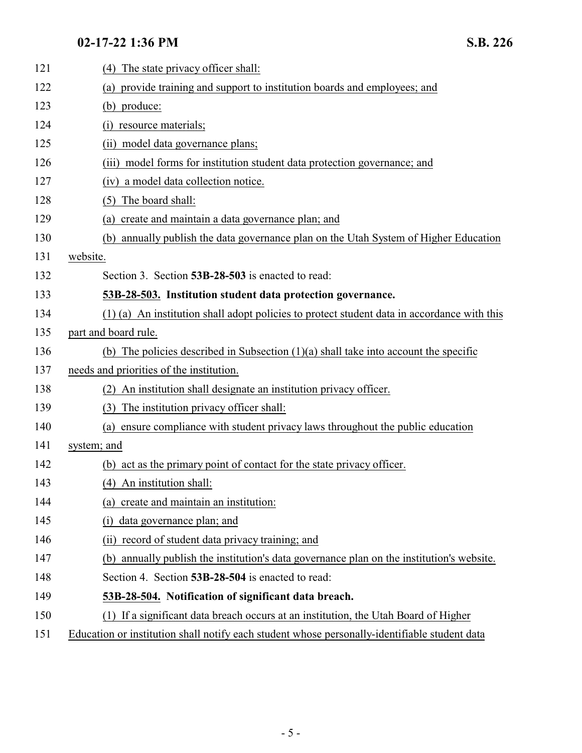(4) The state privacy officer shall:

(a) provide training and support to institution boards and employees; and

(b) produce:

(i) resource materials;

(ii) model data governance plans;

(iii) model forms for institution student data protection governance; and

(iv) a model data collection notice.

(5) The board shall:

(a) create and maintain a data governance plan; and

(b) annually publish the data governance plan on the Utah System of Higher Education website.

Section 3. Section **53B-28-503** is enacted to read:

**53B-28-503. Institution student data protection governance.**

(1) (a) An institution shall adopt policies to protect student data in accordance with this part and board rule.

(b) The policies described in Subsection (1)(a) shall take into account the specific needs and priorities of the institution.

(2) An institution shall designate an institution privacy officer.

(3) The institution privacy officer shall:

(a) ensure compliance with student privacy laws throughout the public education system; and

(b) act as the primary point of contact for the state privacy officer.

(4) An institution shall:

(a) create and maintain an institution:

(i) data governance plan; and

(ii) record of student data privacy training; and

(b) annually publish the institution's data governance plan on the institution's website.

Section 4. Section **53B-28-504** is enacted to read:

**53B-28-504. Notification of significant data breach.**

(1) If a significant data breach occurs at an institution, the Utah Board of Higher Education or institution shall notify each student whose personally-identifiable student data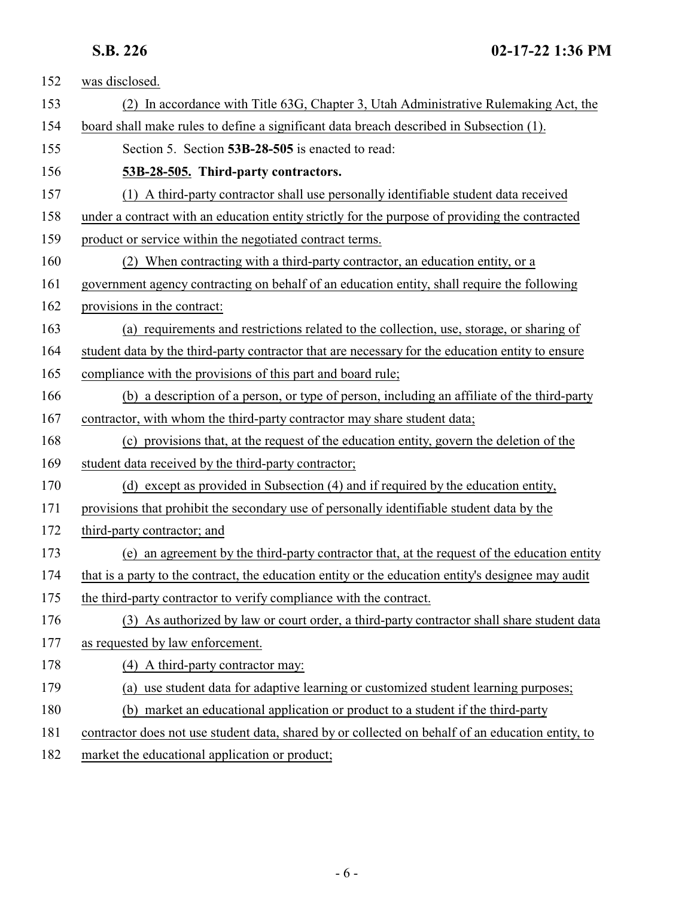was disclosed.

(2) In accordance with Title 63G, Chapter 3, Utah Administrative Rulemaking Act, the board shall make rules to define a significant data breach described in Subsection (1).

Section 5. Section **53B-28-505** is enacted to read:

**53B-28-505. Third-party contractors.**

(1) A third-party contractor shall use personally identifiable student data received under a contract with an education entity strictly for the purpose of providing the contracted product or service within the negotiated contract terms.

(2) When contracting with a third-party contractor, an education entity, or a government agency contracting on behalf of an education entity, shall require the following provisions in the contract:

(a) requirements and restrictions related to the collection, use, storage, or sharing of student data by the third-party contractor that are necessary for the education entity to ensure compliance with the provisions of this part and board rule;

(b) a description of a person, or type of person, including an affiliate of the third-party contractor, with whom the third-party contractor may share student data;

(c) provisions that, at the request of the education entity, govern the deletion of the student data received by the third-party contractor;

(d) except as provided in Subsection (4) and if required by the education entity, provisions that prohibit the secondary use of personally identifiable student data by the third-party contractor; and

(e) an agreement by the third-party contractor that, at the request of the education entity that is a party to the contract, the education entity or the education entity's designee may audit the third-party contractor to verify compliance with the contract.

(3) As authorized by law or court order, a third-party contractor shall share student data as requested by law enforcement.

(4) A third-party contractor may:

(a) use student data for adaptive learning or customized student learning purposes;

(b) market an educational application or product to a student if the third-party contractor does not use student data, shared by or collected on behalf of an education entity, to market the educational application or product;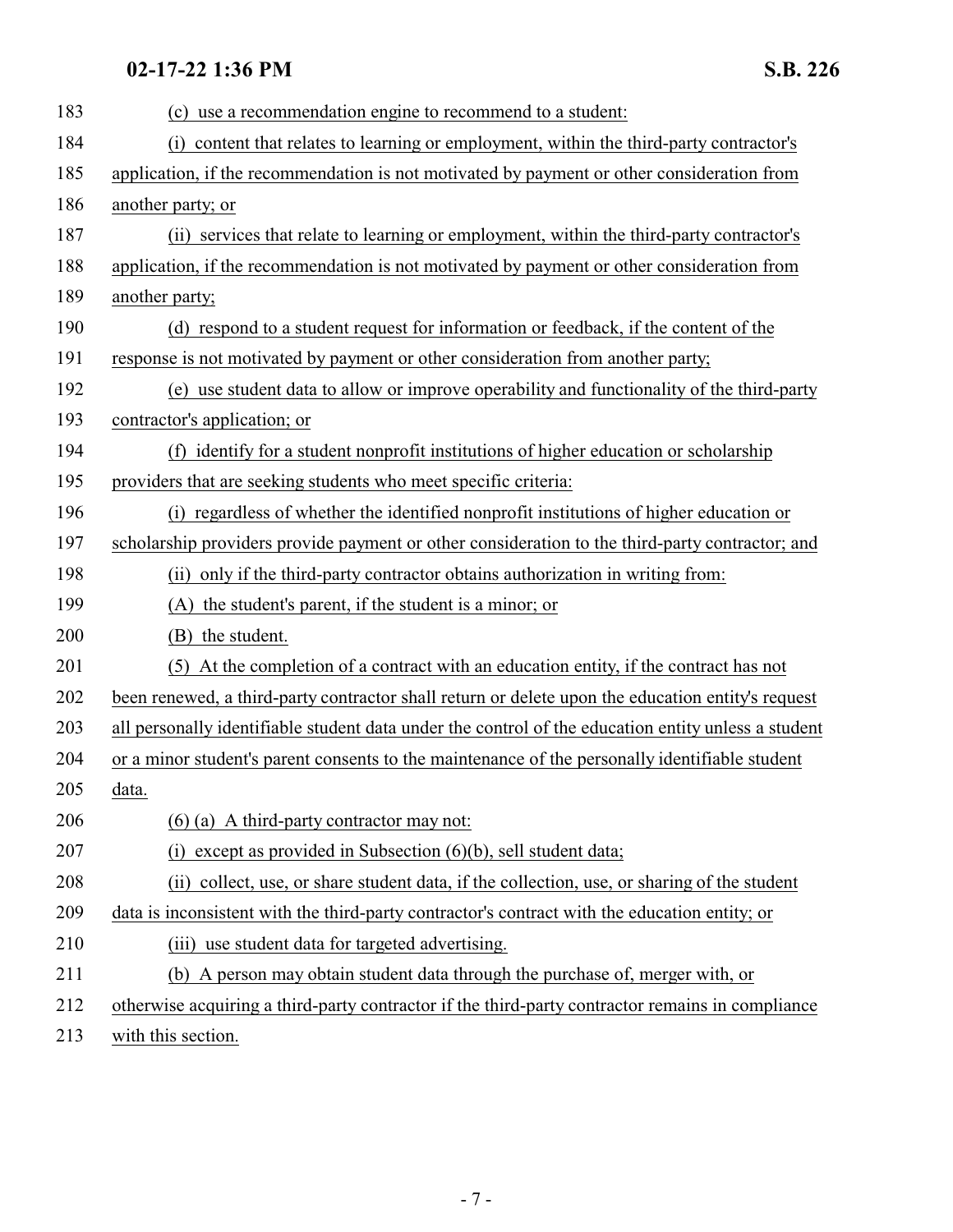(c) use a recommendation engine to recommend to a student:

(i) content that relates to learning or employment, within the third-party contractor's application, if the recommendation is not motivated by payment or other consideration from another party; or

(ii) services that relate to learning or employment, within the third-party contractor's application, if the recommendation is not motivated by payment or other consideration from another party;

(d) respond to a student request for information or feedback, if the content of the response is not motivated by payment or other consideration from another party;

(e) use student data to allow or improve operability and functionality of the third-party contractor's application; or

(f) identify for a student nonprofit institutions of higher education or scholarship providers that are seeking students who meet specific criteria:

(i) regardless of whether the identified nonprofit institutions of higher education or scholarship providers provide payment or other consideration to the third-party contractor; and

(ii) only if the third-party contractor obtains authorization in writing from:

(A) the student's parent, if the student is a minor; or

(B) the student.

(5) At the completion of a contract with an education entity, if the contract has not been renewed, a third-party contractor shall return or delete upon the education entity's request all personally identifiable student data under the control of the education entity unless a student or a minor student's parent consents to the maintenance of the personally identifiable student data.

(6) (a) A third-party contractor may not:

(i) except as provided in Subsection (6)(b), sell student data;

(ii) collect, use, or share student data, if the collection, use, or sharing of the student data is inconsistent with the third-party contractor's contract with the education entity; or

(iii) use student data for targeted advertising.

(b) A person may obtain student data through the purchase of, merger with, or otherwise acquiring a third-party contractor if the third-party contractor remains in compliance with this section.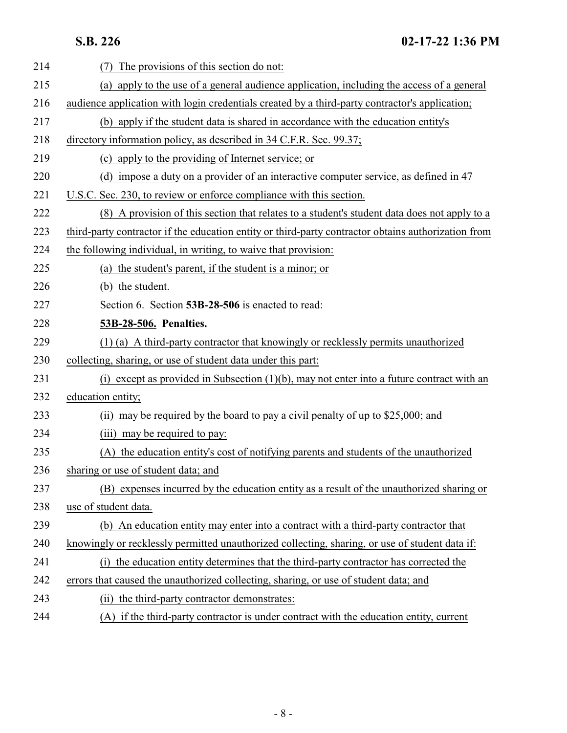(7) The provisions of this section do not:

(a) apply to the use of a general audience application, including the access of a general audience application with login credentials created by a third-party contractor's application;

(b) apply if the student data is shared in accordance with the education entity's directory information policy, as described in 34 C.F.R. Sec. 99.37;

(c) apply to the providing of Internet service; or

(d) impose a duty on a provider of an interactive computer service, as defined in 47 U.S.C. Sec. 230, to review or enforce compliance with this section.

(8) A provision of this section that relates to a student's student data does not apply to a third-party contractor if the education entity or third-party contractor obtains authorization from the following individual, in writing, to waive that provision:

(a) the student's parent, if the student is a minor; or

(b) the student.

Section 6. Section **53B-28-506** is enacted to read:

**53B-28-506. Penalties.**

(1) (a) A third-party contractor that knowingly or recklessly permits unauthorized collecting, sharing, or use of student data under this part:

(i) except as provided in Subsection (1)(b), may not enter into a future contract with an education entity;

(ii) may be required by the board to pay a civil penalty of up to $25,000; and

(iii) may be required to pay:

(A) the education entity's cost of notifying parents and students of the unauthorized sharing or use of student data; and

(B) expenses incurred by the education entity as a result of the unauthorized sharing or use of student data.

(b) An education entity may enter into a contract with a third-party contractor that knowingly or recklessly permitted unauthorized collecting, sharing, or use of student data if:

(i) the education entity determines that the third-party contractor has corrected the errors that caused the unauthorized collecting, sharing, or use of student data; and

(ii) the third-party contractor demonstrates:

(A) if the third-party contractor is under contract with the education entity, current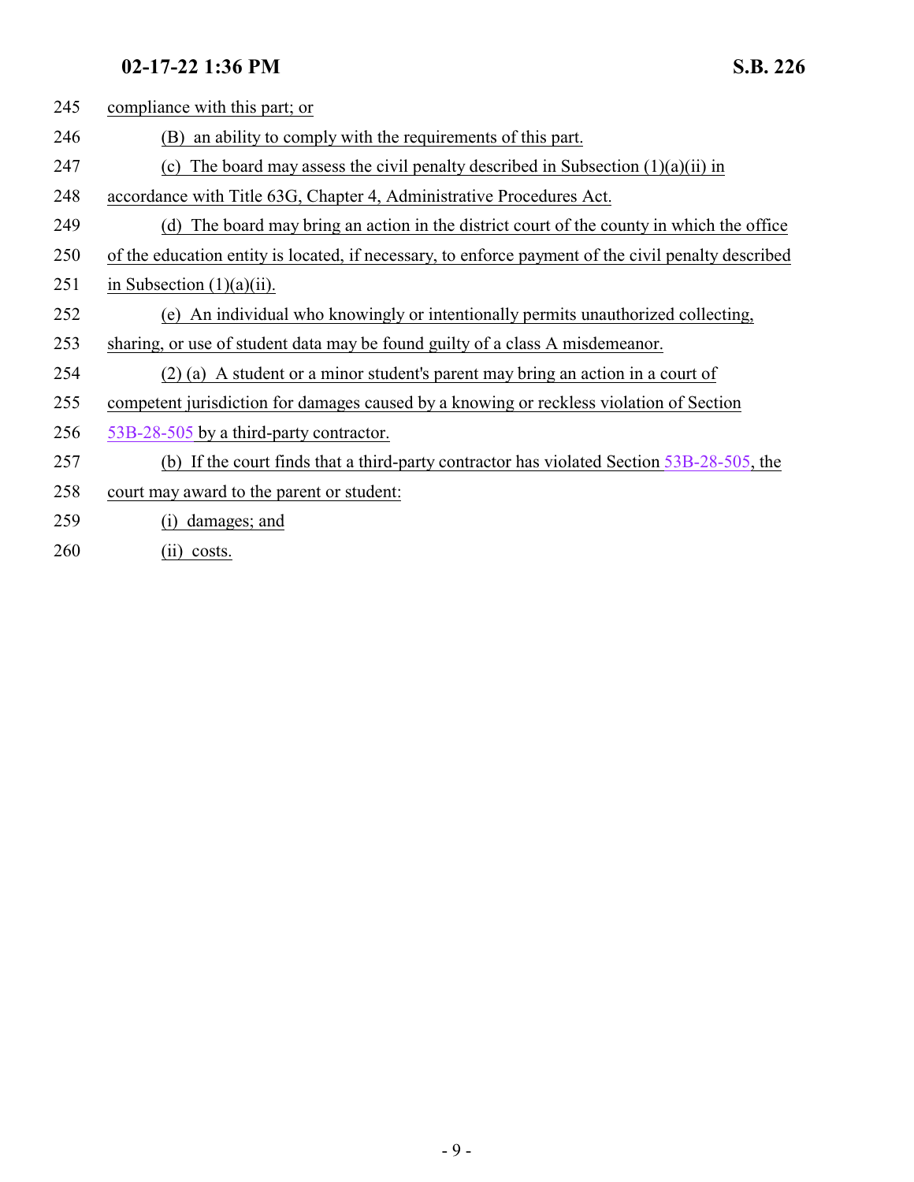245 compliance with this part; or

246 (B) an ability to comply with the requirements of this part.

247 (c) The board may assess the civil penalty described in Subsection (1)(a)(ii) in

248 accordance with Title 63G, Chapter 4, Administrative Procedures Act.

249 (d) The board may bring an action in the district court of the county in which the office

250 of the education entity is located, if necessary, to enforce payment of the civil penalty described

251 in Subsection (1)(a)(ii).

252 (e) An individual who knowingly or intentionally permits unauthorized collecting,

253 sharing, or use of student data may be found guilty of a class A misdemeanor.

254 (2) (a) A student or a minor student's parent may bring an action in a court of

255 competent jurisdiction for damages caused by a knowing or reckless violation of Section

256 53B-28-505 by a third-party contractor.

257 (b) If the court finds that a third-party contractor has violated Section 53B-28-505, the

258 court may award to the parent or student:

259 (i) damages; and

260 (ii) costs.